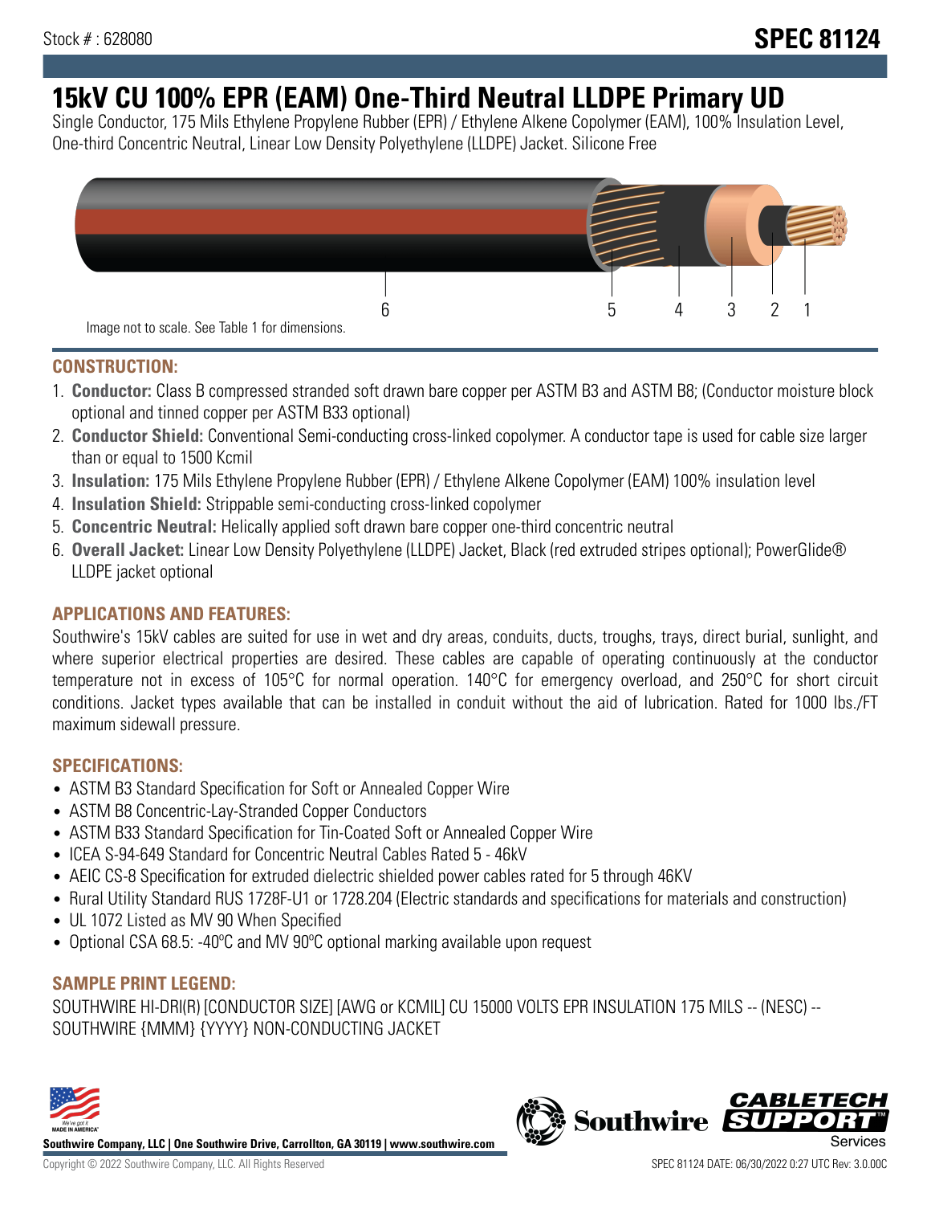Stock # : 628080

**SPEC 81124**

# 15kV CU 100% EPR (EAM) One-Third Neutral LLDPE Primary UD

Single Conductor, 175 Mils Ethylene Propylene Rubber (EPR) / Ethylene Alkene Copolymer (EAM), 100% Insulation Level, One-third Concentric Neutral, Linear Low Density Polyethylene (LLDPE) Jacket. Silicone Free

6 5 4 3 2 1

Image not to scale. See Table 1 for dimensions.

## CONSTRUCTION:

1. **Conductor:** Class B compressed stranded soft drawn bare copper per ASTM B3 and ASTM B8; (Conductor moisture block optional and tinned copper per ASTM B33 optional)
2. **Conductor Shield:** Conventional Semi-conducting cross-linked copolymer. A conductor tape is used for cable size larger than or equal to 1500 Kcmil
3. **Insulation:** 175 Mils Ethylene Propylene Rubber (EPR) / Ethylene Alkene Copolymer (EAM) 100% insulation level
4. **Insulation Shield:** Strippable semi-conducting cross-linked copolymer
5. **Concentric Neutral:** Helically applied soft drawn bare copper one-third concentric neutral
6. **Overall Jacket:** Linear Low Density Polyethylene (LLDPE) Jacket, Black (red extruded stripes optional); PowerGlide® LLDPE jacket optional

## APPLICATIONS AND FEATURES:

Southwire's 15kV cables are suited for use in wet and dry areas, conduits, ducts, troughs, trays, direct burial, sunlight, and where superior electrical properties are desired. These cables are capable of operating continuously at the conductor temperature not in excess of 105°C for normal operation. 140°C for emergency overload, and 250°C for short circuit conditions. Jacket types available that can be installed in conduit without the aid of lubrication. Rated for 1000 lbs./FT maximum sidewall pressure.

## SPECIFICATIONS:

- ASTM B3 Standard Specification for Soft or Annealed Copper Wire
- ASTM B8 Concentric-Lay-Stranded Copper Conductors
- ASTM B33 Standard Specification for Tin-Coated Soft or Annealed Copper Wire
- ICEA S-94-649 Standard for Concentric Neutral Cables Rated 5 - 46kV
- AEIC CS-8 Specification for extruded dielectric shielded power cables rated for 5 through 46KV
- Rural Utility Standard RUS 1728F-U1 or 1728.204 (Electric standards and specifications for materials and construction)
- UL 1072 Listed as MV 90 When Specified
- Optional CSA 68.5: -40ºC and MV 90ºC optional marking available upon request

## SAMPLE PRINT LEGEND:

SOUTHWIRE HI-DRI(R) [CONDUCTOR SIZE] [AWG or KCMIL] CU 15000 VOLTS EPR INSULATION 175 MILS -- (NESC) -- SOUTHWIRE {MMM} {YYYY} NON-CONDUCTING JACKET

**Southwire Company, LLC | One Southwire Drive, Carrollton, GA 30119 | www.southwire.com**

Copyright © 2022 Southwire Company, LLC. All Rights Reserved

SPEC 81124 DATE: 06/30/2022 0:27 UTC Rev: 3.0.00C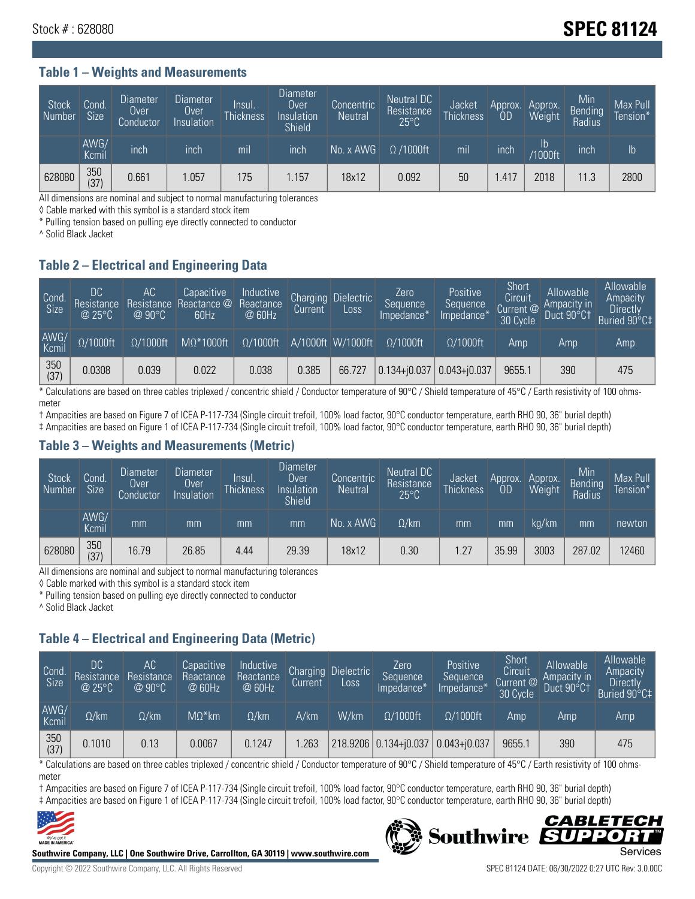Stock # : 628080

# SPEC 81124

## Table 1 – Weights and Measurements

| Stock Number | Cond. Size | Diameter Over Conductor | Diameter Over Insulation | Insul. Thickness | Diameter Over Insulation Shield | Concentric Neutral | Neutral DC Resistance 25°C | Jacket Thickness | Approx. OD | Approx. Weight | Min Bending Radius | Max Pull Tension* |
|---|---|---|---|---|---|---|---|---|---|---|---|---|
| | AWG/ Kcmil | inch | inch | mil | inch | No. x AWG | Ω /1000ft | mil | inch | lb /1000ft | inch | lb |
| 628080 | 350 (37) | 0.661 | 1.057 | 175 | 1.157 | 18x12 | 0.092 | 50 | 1.417 | 2018 | 11.3 | 2800 |

All dimensions are nominal and subject to normal manufacturing tolerances

◊ Cable marked with this symbol is a standard stock item

* Pulling tension based on pulling eye directly connected to conductor

^ Solid Black Jacket

## Table 2 – Electrical and Engineering Data

| Cond. Size | DC Resistance @ 25°C | AC Resistance @ 90°C | Capacitive Reactance @ 60Hz | Inductive Reactance @ 60Hz | Charging Current | Dielectric Loss | Zero Sequence Impedance* | Positive Sequence Impedance* | Short Circuit Current @ 30 Cycle | Allowable Ampacity in Duct 90°C† | Allowable Ampacity Directly Buried 90°C‡ |
|---|---|---|---|---|---|---|---|---|---|---|---|
| AWG/ Kcmil | Ω/1000ft | Ω/1000ft | MΩ*1000ft | Ω/1000ft | A/1000ft | W/1000ft | Ω/1000ft | Ω/1000ft | Amp | Amp | Amp |
| 350 (37) | 0.0308 | 0.039 | 0.022 | 0.038 | 0.385 | 66.727 | 0.134+j0.037 | 0.043+j0.037 | 9655.1 | 390 | 475 |

* Calculations are based on three cables triplexed / concentric shield / Conductor temperature of 90°C / Shield temperature of 45°C / Earth resistivity of 100 ohms-meter

† Ampacities are based on Figure 7 of ICEA P-117-734 (Single circuit trefoil, 100% load factor, 90°C conductor temperature, earth RHO 90, 36" burial depth)

‡ Ampacities are based on Figure 1 of ICEA P-117-734 (Single circuit trefoil, 100% load factor, 90°C conductor temperature, earth RHO 90, 36" burial depth)

## Table 3 – Weights and Measurements (Metric)

| Stock Number | Cond. Size | Diameter Over Conductor | Diameter Over Insulation | Insul. Thickness | Diameter Over Insulation Shield | Concentric Neutral | Neutral DC Resistance 25°C | Jacket Thickness | Approx. OD | Approx. Weight | Min Bending Radius | Max Pull Tension* |
|---|---|---|---|---|---|---|---|---|---|---|---|---|
| | AWG/ Kcmil | mm | mm | mm | mm | No. x AWG | Ω/km | mm | mm | kg/km | mm | newton |
| 628080 | 350 (37) | 16.79 | 26.85 | 4.44 | 29.39 | 18x12 | 0.30 | 1.27 | 35.99 | 3003 | 287.02 | 12460 |

All dimensions are nominal and subject to normal manufacturing tolerances

◊ Cable marked with this symbol is a standard stock item

* Pulling tension based on pulling eye directly connected to conductor

^ Solid Black Jacket

## Table 4 – Electrical and Engineering Data (Metric)

| Cond. Size | DC Resistance @ 25°C | AC Resistance @ 90°C | Capacitive Reactance @ 60Hz | Inductive Reactance @ 60Hz | Charging Current | Dielectric Loss | Zero Sequence Impedance* | Positive Sequence Impedance* | Short Circuit Current @ 30 Cycle | Allowable Ampacity in Duct 90°C† | Allowable Ampacity Directly Buried 90°C‡ |
|---|---|---|---|---|---|---|---|---|---|---|---|
| AWG/ Kcmil | Ω/km | Ω/km | MΩ*km | Ω/km | A/km | W/km | Ω/1000ft | Ω/1000ft | Amp | Amp | Amp |
| 350 (37) | 0.1010 | 0.13 | 0.0067 | 0.1247 | 1.263 | 218.9206 | 0.134+j0.037 | 0.043+j0.037 | 9655.1 | 390 | 475 |

* Calculations are based on three cables triplexed / concentric shield / Conductor temperature of 90°C / Shield temperature of 45°C / Earth resistivity of 100 ohms-meter

† Ampacities are based on Figure 7 of ICEA P-117-734 (Single circuit trefoil, 100% load factor, 90°C conductor temperature, earth RHO 90, 36" burial depth)

‡ Ampacities are based on Figure 1 of ICEA P-117-734 (Single circuit trefoil, 100% load factor, 90°C conductor temperature, earth RHO 90, 36" burial depth)

**Southwire Company, LLC | One Southwire Drive, Carrollton, GA 30119 | www.southwire.com**

Copyright © 2022 Southwire Company, LLC. All Rights Reserved

SPEC 81124 DATE: 06/30/2022 0:27 UTC Rev: 3.0.00C